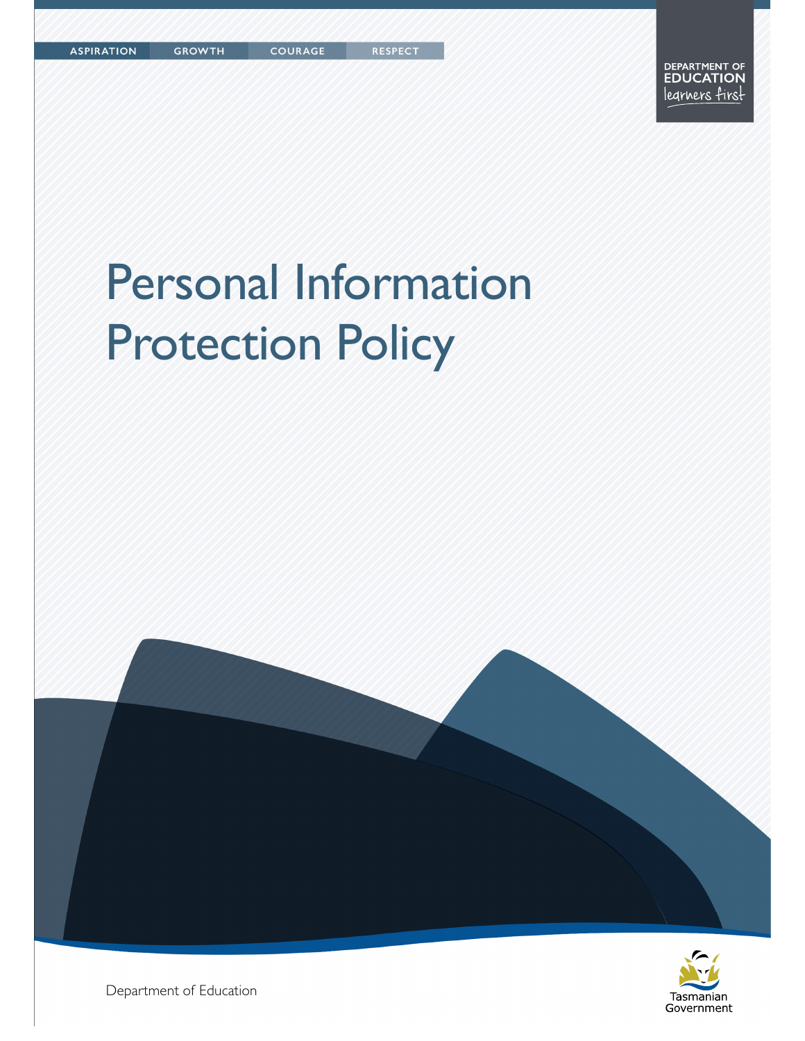ASPIRATION GROWTH COURAGE RESPECT

DEPARTMENT OF EDUCATION
learners first

# Personal Information Protection Policy

Department of Education

Tasmanian Government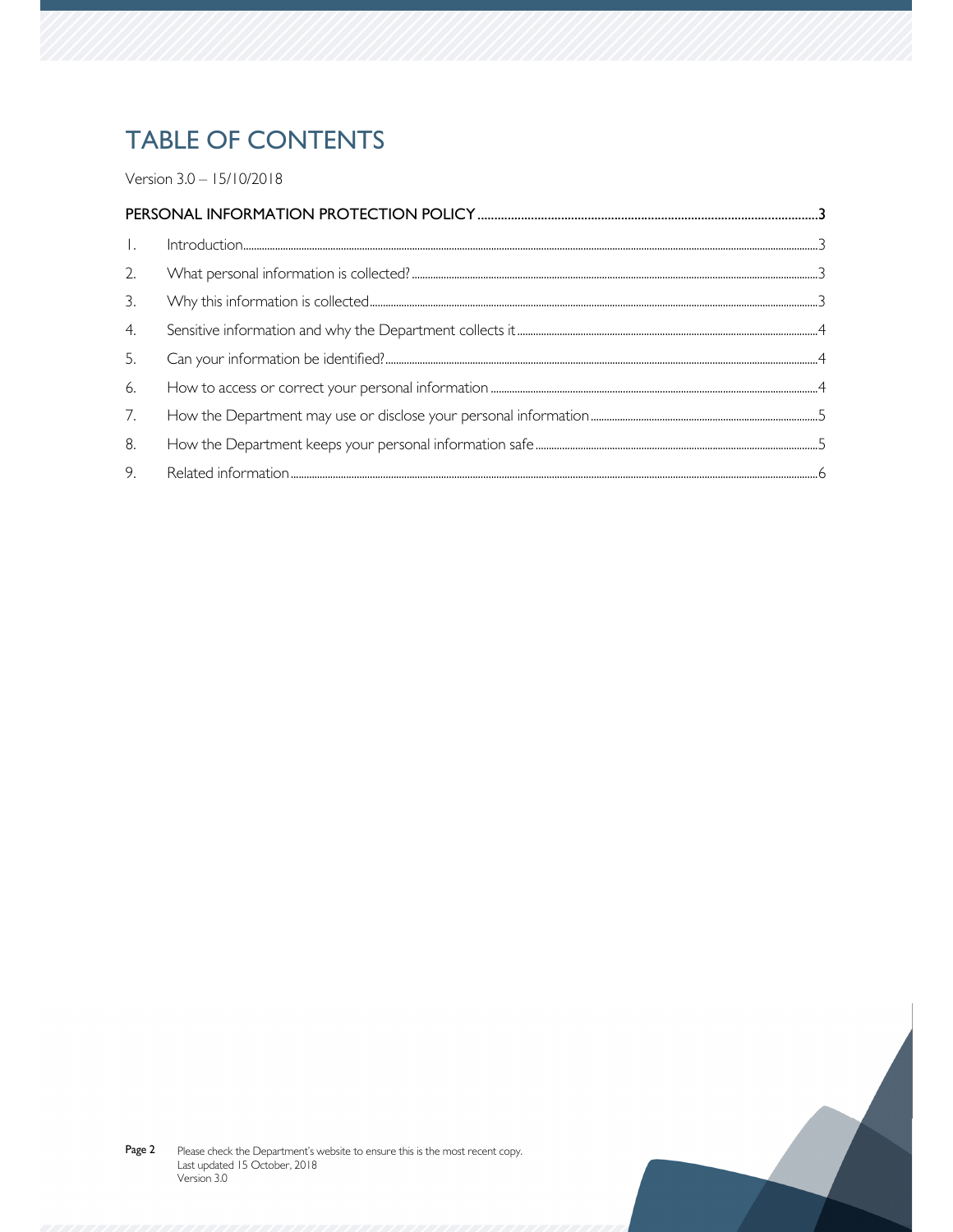# TABLE OF CONTENTS

Version 3.0 – 15/10/2018

**PERSONAL INFORMATION PROTECTION POLICY** ........................................ 3

1. Introduction ........................................ 3
2. What personal information is collected? ........................................ 3
3. Why this information is collected ........................................ 3
4. Sensitive information and why the Department collects it ........................................ 4
5. Can your information be identified? ........................................ 4
6. How to access or correct your personal information ........................................ 4
7. How the Department may use or disclose your personal information ........................................ 5
8. How the Department keeps your personal information safe ........................................ 5
9. Related information ........................................ 6

Please check the Department's website to ensure this is the most recent copy.
Last updated 15 October, 2018
Version 3.0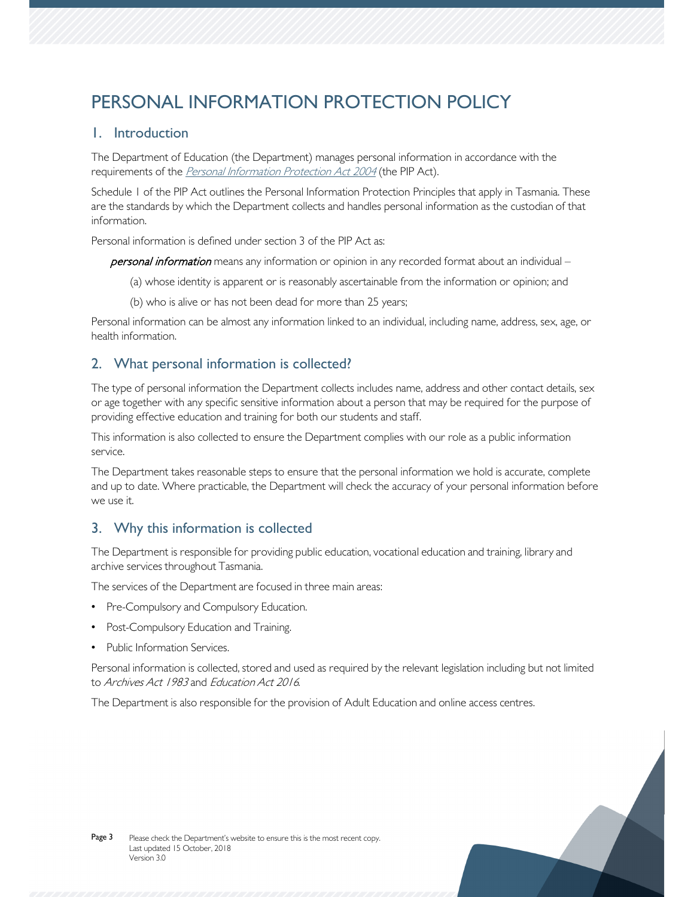# PERSONAL INFORMATION PROTECTION POLICY

## 1. Introduction

The Department of Education (the Department) manages personal information in accordance with the requirements of the *Personal Information Protection Act 2004* (the PIP Act).

Schedule 1 of the PIP Act outlines the Personal Information Protection Principles that apply in Tasmania. These are the standards by which the Department collects and handles personal information as the custodian of that information.

Personal information is defined under section 3 of the PIP Act as:

> ***personal information*** means any information or opinion in any recorded format about an individual –
>
> (a) whose identity is apparent or is reasonably ascertainable from the information or opinion; and
>
> (b) who is alive or has not been dead for more than 25 years;

Personal information can be almost any information linked to an individual, including name, address, sex, age, or health information.

## 2. What personal information is collected?

The type of personal information the Department collects includes name, address and other contact details, sex or age together with any specific sensitive information about a person that may be required for the purpose of providing effective education and training for both our students and staff.

This information is also collected to ensure the Department complies with our role as a public information service.

The Department takes reasonable steps to ensure that the personal information we hold is accurate, complete and up to date. Where practicable, the Department will check the accuracy of your personal information before we use it.

## 3. Why this information is collected

The Department is responsible for providing public education, vocational education and training, library and archive services throughout Tasmania.

The services of the Department are focused in three main areas:

- Pre-Compulsory and Compulsory Education.
- Post-Compulsory Education and Training.
- Public Information Services.

Personal information is collected, stored and used as required by the relevant legislation including but not limited to *Archives Act 1983* and *Education Act 2016*.

The Department is also responsible for the provision of Adult Education and online access centres.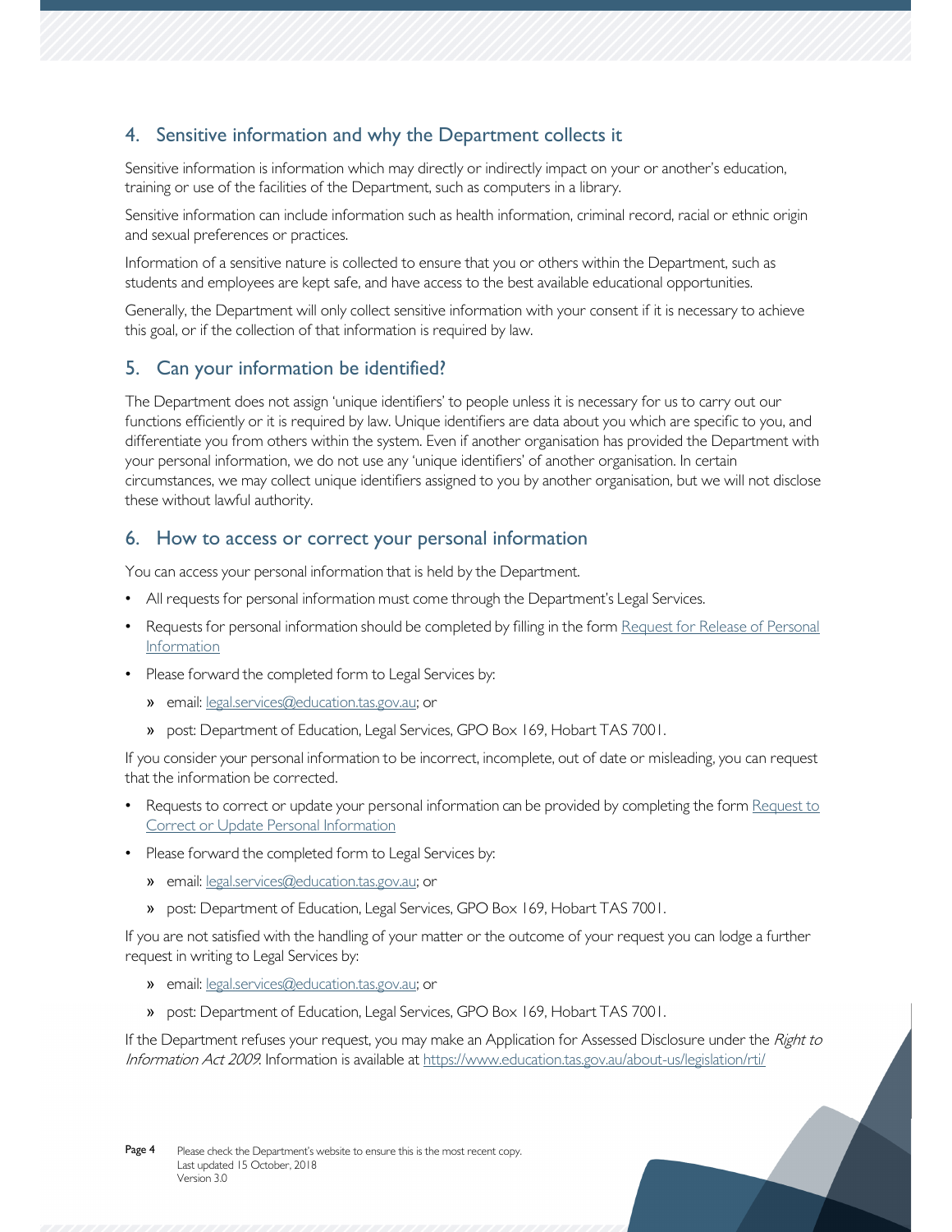## 4. Sensitive information and why the Department collects it

Sensitive information is information which may directly or indirectly impact on your or another's education, training or use of the facilities of the Department, such as computers in a library.

Sensitive information can include information such as health information, criminal record, racial or ethnic origin and sexual preferences or practices.

Information of a sensitive nature is collected to ensure that you or others within the Department, such as students and employees are kept safe, and have access to the best available educational opportunities.

Generally, the Department will only collect sensitive information with your consent if it is necessary to achieve this goal, or if the collection of that information is required by law.

## 5. Can your information be identified?

The Department does not assign 'unique identifiers' to people unless it is necessary for us to carry out our functions efficiently or it is required by law. Unique identifiers are data about you which are specific to you, and differentiate you from others within the system. Even if another organisation has provided the Department with your personal information, we do not use any 'unique identifiers' of another organisation. In certain circumstances, we may collect unique identifiers assigned to you by another organisation, but we will not disclose these without lawful authority.

## 6. How to access or correct your personal information

You can access your personal information that is held by the Department.

- All requests for personal information must come through the Department's Legal Services.
- Requests for personal information should be completed by filling in the form Request for Release of Personal Information
- Please forward the completed form to Legal Services by:
  - email: legal.services@education.tas.gov.au; or
  - post: Department of Education, Legal Services, GPO Box 169, Hobart TAS 7001.

If you consider your personal information to be incorrect, incomplete, out of date or misleading, you can request that the information be corrected.

- Requests to correct or update your personal information can be provided by completing the form Request to Correct or Update Personal Information
- Please forward the completed form to Legal Services by:
  - email: legal.services@education.tas.gov.au; or
  - post: Department of Education, Legal Services, GPO Box 169, Hobart TAS 7001.

If you are not satisfied with the handling of your matter or the outcome of your request you can lodge a further request in writing to Legal Services by:

- email: legal.services@education.tas.gov.au; or
- post: Department of Education, Legal Services, GPO Box 169, Hobart TAS 7001.

If the Department refuses your request, you may make an Application for Assessed Disclosure under the *Right to Information Act 2009*. Information is available at https://www.education.tas.gov.au/about-us/legislation/rti/

Please check the Department's website to ensure this is the most recent copy.
Last updated 15 October, 2018
Version 3.0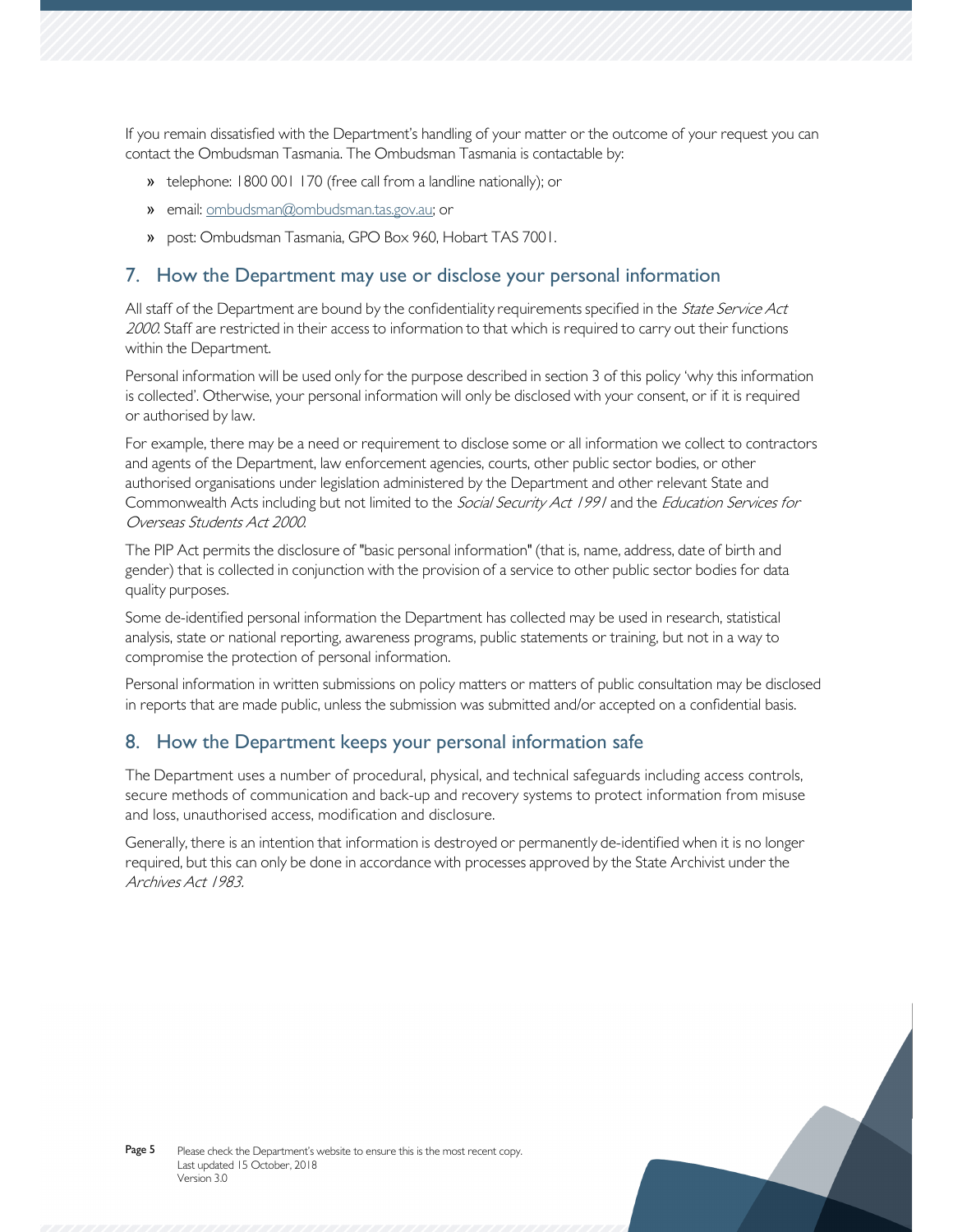If you remain dissatisfied with the Department's handling of your matter or the outcome of your request you can contact the Ombudsman Tasmania. The Ombudsman Tasmania is contactable by:

- telephone: 1800 001 170 (free call from a landline nationally); or
- email: ombudsman@ombudsman.tas.gov.au; or
- post: Ombudsman Tasmania, GPO Box 960, Hobart TAS 7001.

## 7. How the Department may use or disclose your personal information

All staff of the Department are bound by the confidentiality requirements specified in the *State Service Act 2000*. Staff are restricted in their access to information to that which is required to carry out their functions within the Department.

Personal information will be used only for the purpose described in section 3 of this policy 'why this information is collected'. Otherwise, your personal information will only be disclosed with your consent, or if it is required or authorised by law.

For example, there may be a need or requirement to disclose some or all information we collect to contractors and agents of the Department, law enforcement agencies, courts, other public sector bodies, or other authorised organisations under legislation administered by the Department and other relevant State and Commonwealth Acts including but not limited to the *Social Security Act 1991* and the *Education Services for Overseas Students Act 2000*.

The PIP Act permits the disclosure of "basic personal information" (that is, name, address, date of birth and gender) that is collected in conjunction with the provision of a service to other public sector bodies for data quality purposes.

Some de-identified personal information the Department has collected may be used in research, statistical analysis, state or national reporting, awareness programs, public statements or training, but not in a way to compromise the protection of personal information.

Personal information in written submissions on policy matters or matters of public consultation may be disclosed in reports that are made public, unless the submission was submitted and/or accepted on a confidential basis.

## 8. How the Department keeps your personal information safe

The Department uses a number of procedural, physical, and technical safeguards including access controls, secure methods of communication and back-up and recovery systems to protect information from misuse and loss, unauthorised access, modification and disclosure.

Generally, there is an intention that information is destroyed or permanently de-identified when it is no longer required, but this can only be done in accordance with processes approved by the State Archivist under the *Archives Act 1983*.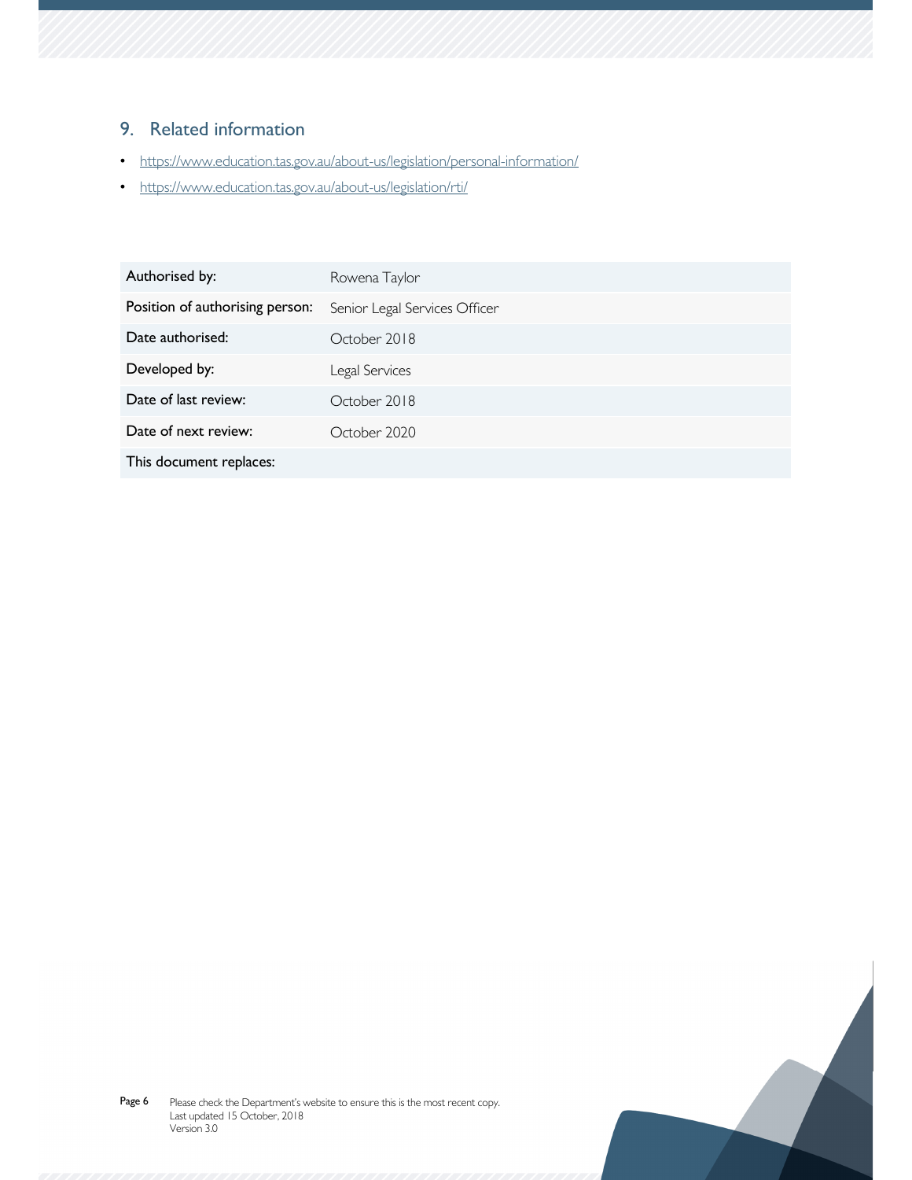## 9. Related information

- https://www.education.tas.gov.au/about-us/legislation/personal-information/
- https://www.education.tas.gov.au/about-us/legislation/rti/

| | |
|---|---|
| **Authorised by:** | Rowena Taylor |
| **Position of authorising person:** | Senior Legal Services Officer |
| **Date authorised:** | October 2018 |
| **Developed by:** | Legal Services |
| **Date of last review:** | October 2018 |
| **Date of next review:** | October 2020 |
| **This document replaces:** | |

Please check the Department's website to ensure this is the most recent copy.
Last updated 15 October, 2018
Version 3.0